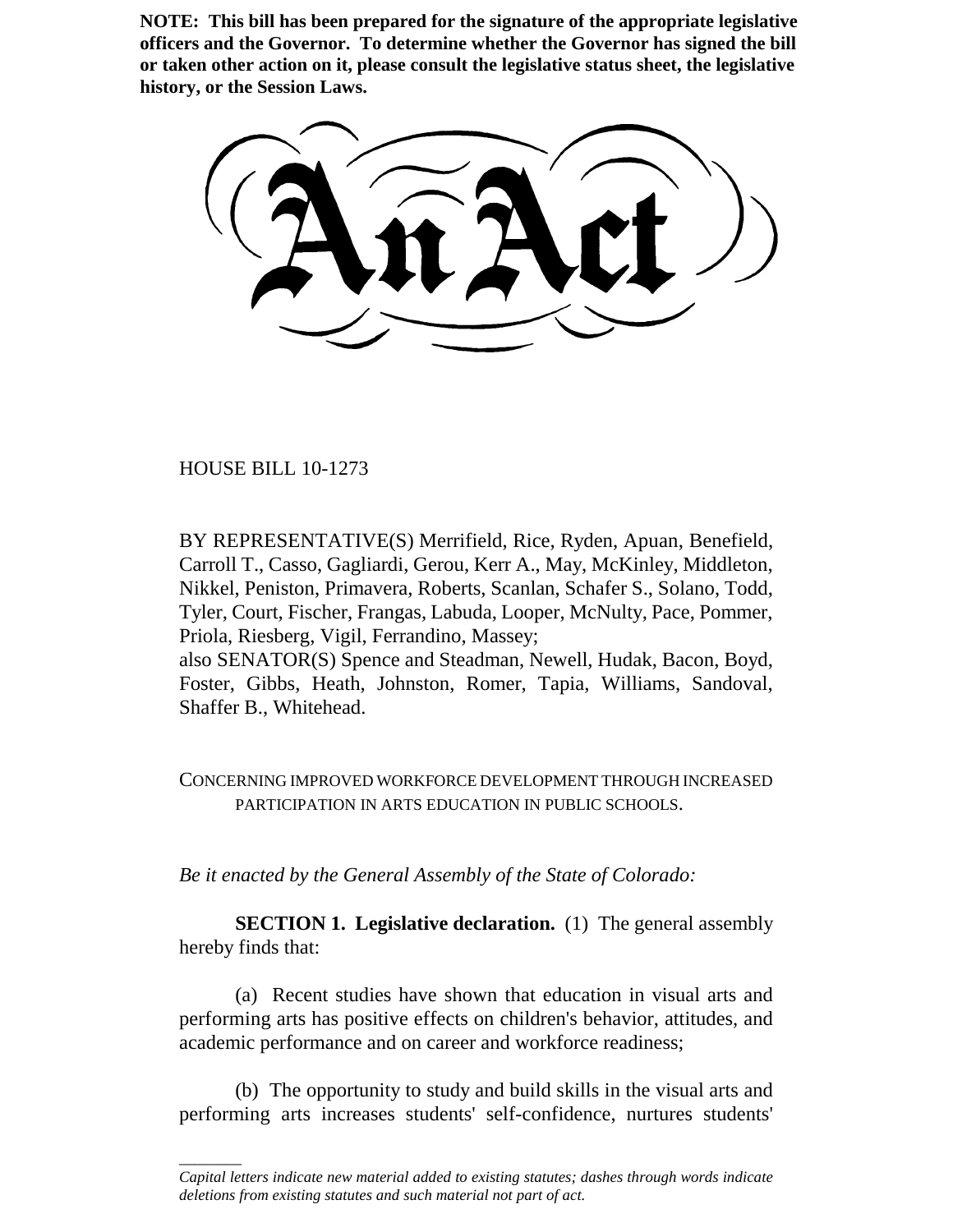**NOTE: This bill has been prepared for the signature of the appropriate legislative officers and the Governor. To determine whether the Governor has signed the bill or taken other action on it, please consult the legislative status sheet, the legislative history, or the Session Laws.**

# An Act

HOUSE BILL 10-1273

BY REPRESENTATIVE(S) Merrifield, Rice, Ryden, Apuan, Benefield, Carroll T., Casso, Gagliardi, Gerou, Kerr A., May, McKinley, Middleton, Nikkel, Peniston, Primavera, Roberts, Scanlan, Schafer S., Solano, Todd, Tyler, Court, Fischer, Frangas, Labuda, Looper, McNulty, Pace, Pommer, Priola, Riesberg, Vigil, Ferrandino, Massey;
also SENATOR(S) Spence and Steadman, Newell, Hudak, Bacon, Boyd, Foster, Gibbs, Heath, Johnston, Romer, Tapia, Williams, Sandoval, Shaffer B., Whitehead.

CONCERNING IMPROVED WORKFORCE DEVELOPMENT THROUGH INCREASED PARTICIPATION IN ARTS EDUCATION IN PUBLIC SCHOOLS.

*Be it enacted by the General Assembly of the State of Colorado:*

**SECTION 1. Legislative declaration.** (1) The general assembly hereby finds that:

(a) Recent studies have shown that education in visual arts and performing arts has positive effects on children's behavior, attitudes, and academic performance and on career and workforce readiness;

(b) The opportunity to study and build skills in the visual arts and performing arts increases students' self-confidence, nurtures students'

---

*Capital letters indicate new material added to existing statutes; dashes through words indicate deletions from existing statutes and such material not part of act.*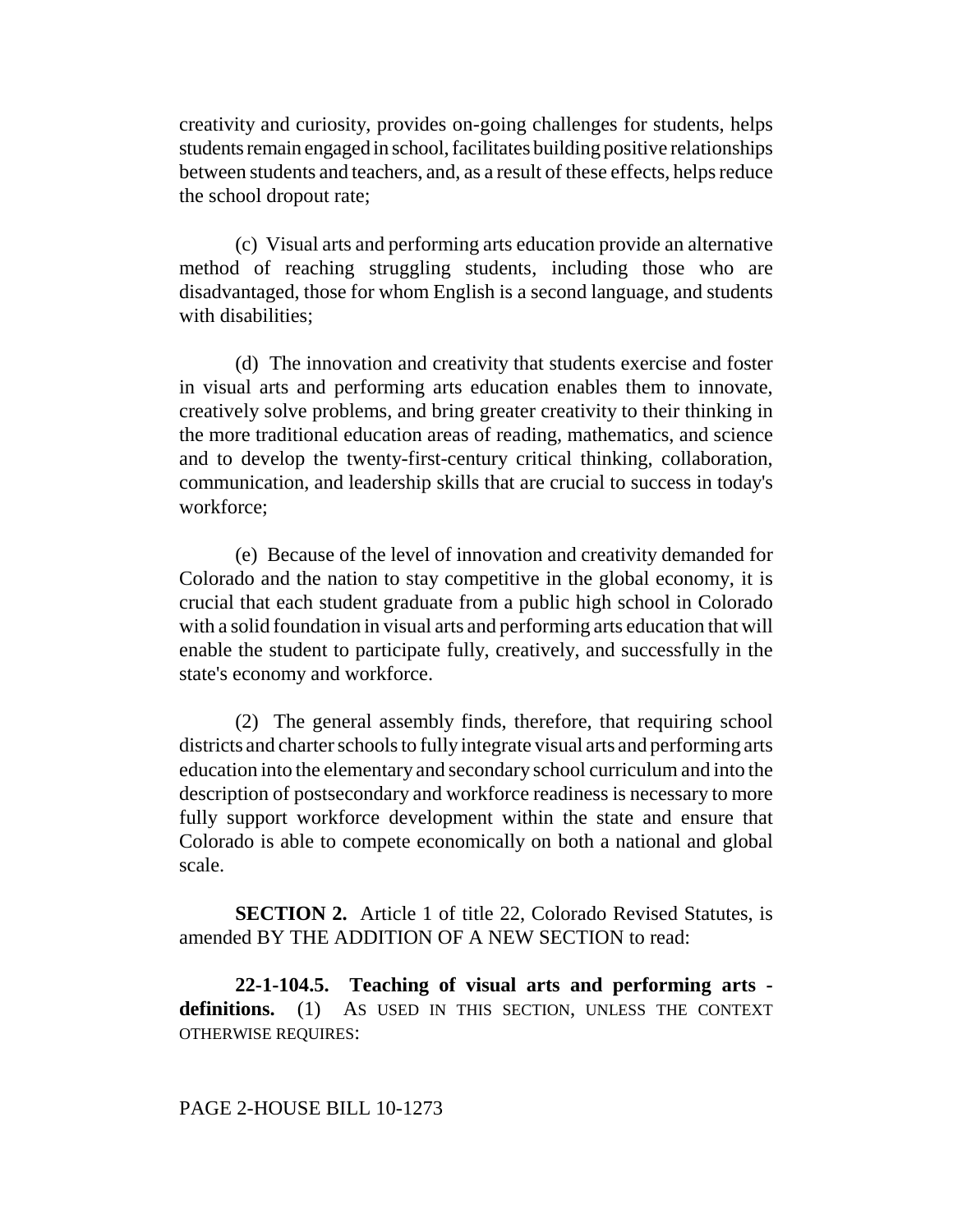creativity and curiosity, provides on-going challenges for students, helps students remain engaged in school, facilitates building positive relationships between students and teachers, and, as a result of these effects, helps reduce the school dropout rate;

(c) Visual arts and performing arts education provide an alternative method of reaching struggling students, including those who are disadvantaged, those for whom English is a second language, and students with disabilities;

(d) The innovation and creativity that students exercise and foster in visual arts and performing arts education enables them to innovate, creatively solve problems, and bring greater creativity to their thinking in the more traditional education areas of reading, mathematics, and science and to develop the twenty-first-century critical thinking, collaboration, communication, and leadership skills that are crucial to success in today's workforce;

(e) Because of the level of innovation and creativity demanded for Colorado and the nation to stay competitive in the global economy, it is crucial that each student graduate from a public high school in Colorado with a solid foundation in visual arts and performing arts education that will enable the student to participate fully, creatively, and successfully in the state's economy and workforce.

(2) The general assembly finds, therefore, that requiring school districts and charter schools to fully integrate visual arts and performing arts education into the elementary and secondary school curriculum and into the description of postsecondary and workforce readiness is necessary to more fully support workforce development within the state and ensure that Colorado is able to compete economically on both a national and global scale.

**SECTION 2.** Article 1 of title 22, Colorado Revised Statutes, is amended BY THE ADDITION OF A NEW SECTION to read:

**22-1-104.5. Teaching of visual arts and performing arts - definitions.** (1) AS USED IN THIS SECTION, UNLESS THE CONTEXT OTHERWISE REQUIRES:

PAGE 2-HOUSE BILL 10-1273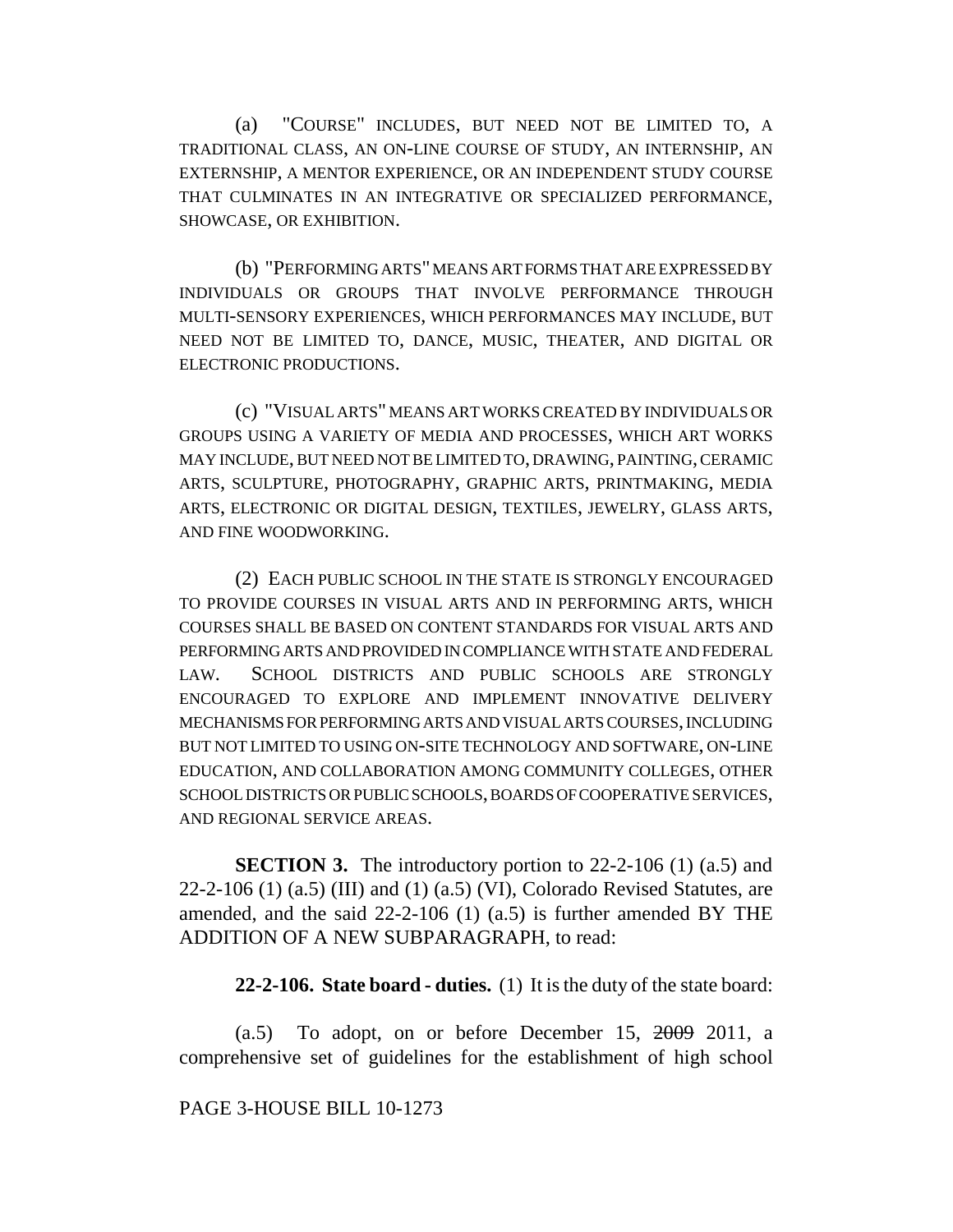(a) "COURSE" INCLUDES, BUT NEED NOT BE LIMITED TO, A TRADITIONAL CLASS, AN ON-LINE COURSE OF STUDY, AN INTERNSHIP, AN EXTERNSHIP, A MENTOR EXPERIENCE, OR AN INDEPENDENT STUDY COURSE THAT CULMINATES IN AN INTEGRATIVE OR SPECIALIZED PERFORMANCE, SHOWCASE, OR EXHIBITION.

(b) "PERFORMING ARTS" MEANS ART FORMS THAT ARE EXPRESSED BY INDIVIDUALS OR GROUPS THAT INVOLVE PERFORMANCE THROUGH MULTI-SENSORY EXPERIENCES, WHICH PERFORMANCES MAY INCLUDE, BUT NEED NOT BE LIMITED TO, DANCE, MUSIC, THEATER, AND DIGITAL OR ELECTRONIC PRODUCTIONS.

(c) "VISUAL ARTS" MEANS ART WORKS CREATED BY INDIVIDUALS OR GROUPS USING A VARIETY OF MEDIA AND PROCESSES, WHICH ART WORKS MAY INCLUDE, BUT NEED NOT BE LIMITED TO, DRAWING, PAINTING, CERAMIC ARTS, SCULPTURE, PHOTOGRAPHY, GRAPHIC ARTS, PRINTMAKING, MEDIA ARTS, ELECTRONIC OR DIGITAL DESIGN, TEXTILES, JEWELRY, GLASS ARTS, AND FINE WOODWORKING.

(2) EACH PUBLIC SCHOOL IN THE STATE IS STRONGLY ENCOURAGED TO PROVIDE COURSES IN VISUAL ARTS AND IN PERFORMING ARTS, WHICH COURSES SHALL BE BASED ON CONTENT STANDARDS FOR VISUAL ARTS AND PERFORMING ARTS AND PROVIDED IN COMPLIANCE WITH STATE AND FEDERAL LAW. SCHOOL DISTRICTS AND PUBLIC SCHOOLS ARE STRONGLY ENCOURAGED TO EXPLORE AND IMPLEMENT INNOVATIVE DELIVERY MECHANISMS FOR PERFORMING ARTS AND VISUAL ARTS COURSES, INCLUDING BUT NOT LIMITED TO USING ON-SITE TECHNOLOGY AND SOFTWARE, ON-LINE EDUCATION, AND COLLABORATION AMONG COMMUNITY COLLEGES, OTHER SCHOOL DISTRICTS OR PUBLIC SCHOOLS, BOARDS OF COOPERATIVE SERVICES, AND REGIONAL SERVICE AREAS.

**SECTION 3.** The introductory portion to 22-2-106 (1) (a.5) and 22-2-106 (1) (a.5) (III) and (1) (a.5) (VI), Colorado Revised Statutes, are amended, and the said 22-2-106 (1) (a.5) is further amended BY THE ADDITION OF A NEW SUBPARAGRAPH, to read:

**22-2-106. State board - duties.** (1) It is the duty of the state board:

(a.5) To adopt, on or before December 15, ~~2009~~ 2011, a comprehensive set of guidelines for the establishment of high school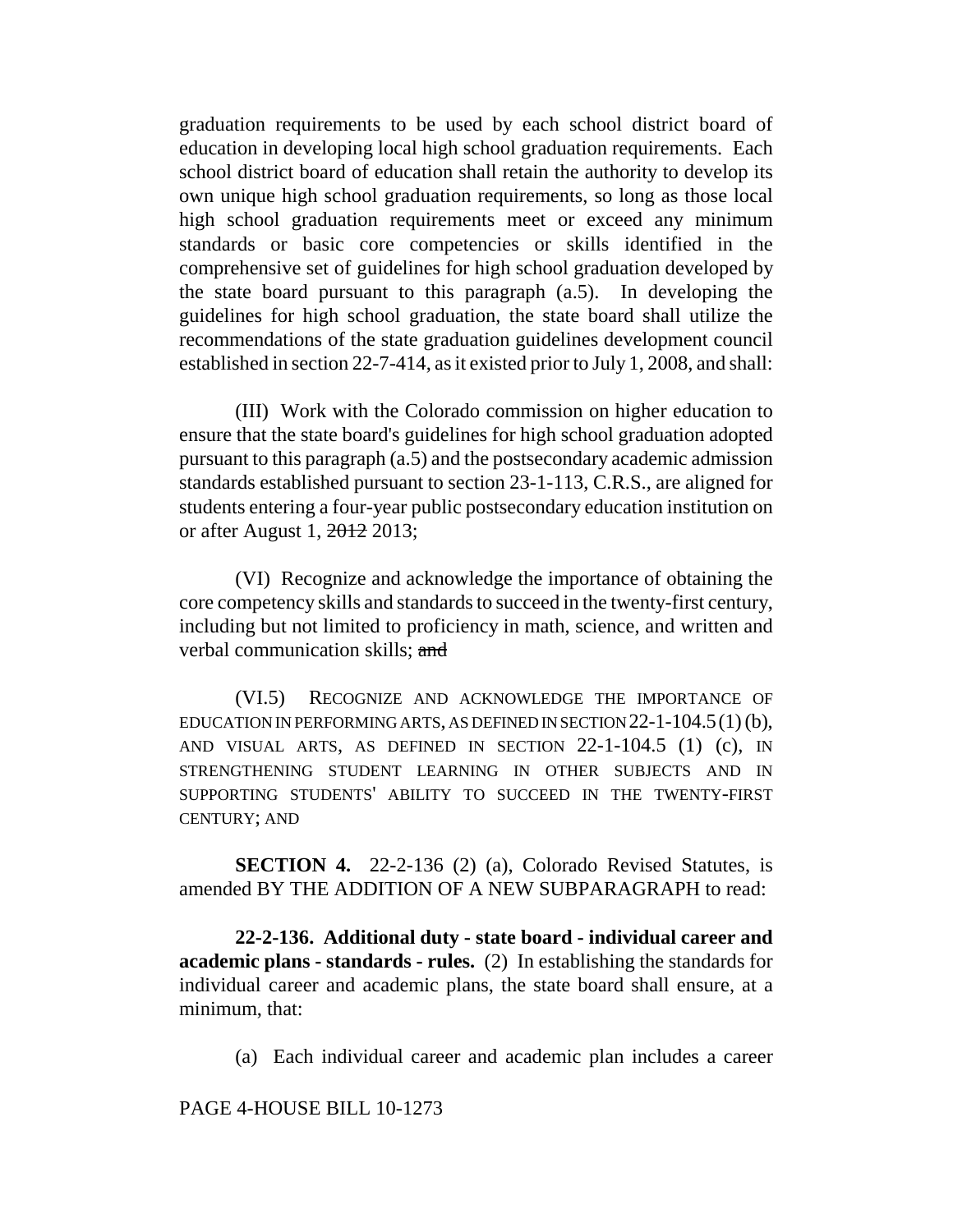graduation requirements to be used by each school district board of education in developing local high school graduation requirements. Each school district board of education shall retain the authority to develop its own unique high school graduation requirements, so long as those local high school graduation requirements meet or exceed any minimum standards or basic core competencies or skills identified in the comprehensive set of guidelines for high school graduation developed by the state board pursuant to this paragraph (a.5). In developing the guidelines for high school graduation, the state board shall utilize the recommendations of the state graduation guidelines development council established in section 22-7-414, as it existed prior to July 1, 2008, and shall:

(III) Work with the Colorado commission on higher education to ensure that the state board's guidelines for high school graduation adopted pursuant to this paragraph (a.5) and the postsecondary academic admission standards established pursuant to section 23-1-113, C.R.S., are aligned for students entering a four-year public postsecondary education institution on or after August 1, ~~2012~~ 2013;

(VI) Recognize and acknowledge the importance of obtaining the core competency skills and standards to succeed in the twenty-first century, including but not limited to proficiency in math, science, and written and verbal communication skills; ~~and~~

(VI.5) RECOGNIZE AND ACKNOWLEDGE THE IMPORTANCE OF EDUCATION IN PERFORMING ARTS, AS DEFINED IN SECTION 22-1-104.5 (1) (b), AND VISUAL ARTS, AS DEFINED IN SECTION 22-1-104.5 (1) (c), IN STRENGTHENING STUDENT LEARNING IN OTHER SUBJECTS AND IN SUPPORTING STUDENTS' ABILITY TO SUCCEED IN THE TWENTY-FIRST CENTURY; AND

**SECTION 4.** 22-2-136 (2) (a), Colorado Revised Statutes, is amended BY THE ADDITION OF A NEW SUBPARAGRAPH to read:

**22-2-136. Additional duty - state board - individual career and academic plans - standards - rules.** (2) In establishing the standards for individual career and academic plans, the state board shall ensure, at a minimum, that:

(a) Each individual career and academic plan includes a career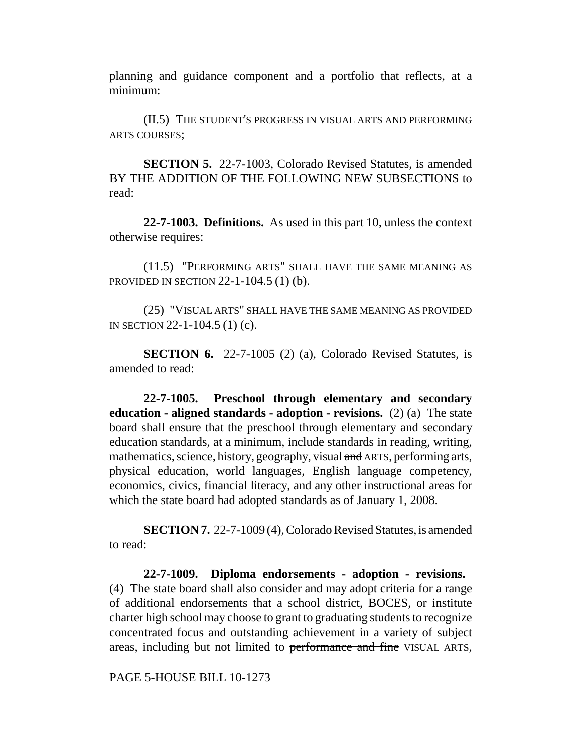planning and guidance component and a portfolio that reflects, at a minimum:

(II.5) THE STUDENT'S PROGRESS IN VISUAL ARTS AND PERFORMING ARTS COURSES;

**SECTION 5.** 22-7-1003, Colorado Revised Statutes, is amended BY THE ADDITION OF THE FOLLOWING NEW SUBSECTIONS to read:

**22-7-1003. Definitions.** As used in this part 10, unless the context otherwise requires:

(11.5) "PERFORMING ARTS" SHALL HAVE THE SAME MEANING AS PROVIDED IN SECTION 22-1-104.5 (1) (b).

(25) "VISUAL ARTS" SHALL HAVE THE SAME MEANING AS PROVIDED IN SECTION 22-1-104.5 (1) (c).

**SECTION 6.** 22-7-1005 (2) (a), Colorado Revised Statutes, is amended to read:

**22-7-1005. Preschool through elementary and secondary education - aligned standards - adoption - revisions.** (2) (a) The state board shall ensure that the preschool through elementary and secondary education standards, at a minimum, include standards in reading, writing, mathematics, science, history, geography, visual ~~and~~ ARTS, performing arts, physical education, world languages, English language competency, economics, civics, financial literacy, and any other instructional areas for which the state board had adopted standards as of January 1, 2008.

**SECTION 7.** 22-7-1009 (4), Colorado Revised Statutes, is amended to read:

**22-7-1009. Diploma endorsements - adoption - revisions.** (4) The state board shall also consider and may adopt criteria for a range of additional endorsements that a school district, BOCES, or institute charter high school may choose to grant to graduating students to recognize concentrated focus and outstanding achievement in a variety of subject areas, including but not limited to ~~performance and fine~~ VISUAL ARTS,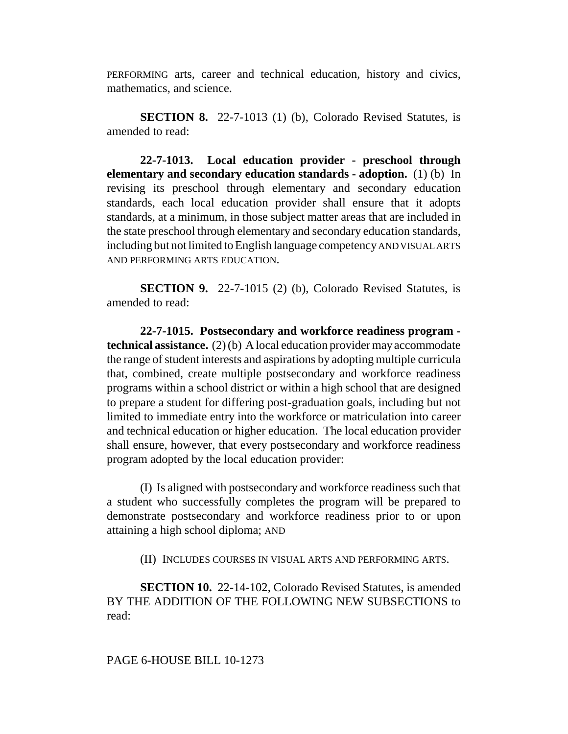PERFORMING arts, career and technical education, history and civics, mathematics, and science.

**SECTION 8.** 22-7-1013 (1) (b), Colorado Revised Statutes, is amended to read:

**22-7-1013. Local education provider - preschool through elementary and secondary education standards - adoption.** (1) (b) In revising its preschool through elementary and secondary education standards, each local education provider shall ensure that it adopts standards, at a minimum, in those subject matter areas that are included in the state preschool through elementary and secondary education standards, including but not limited to English language competency AND VISUAL ARTS AND PERFORMING ARTS EDUCATION.

**SECTION 9.** 22-7-1015 (2) (b), Colorado Revised Statutes, is amended to read:

**22-7-1015. Postsecondary and workforce readiness program - technical assistance.** (2) (b) A local education provider may accommodate the range of student interests and aspirations by adopting multiple curricula that, combined, create multiple postsecondary and workforce readiness programs within a school district or within a high school that are designed to prepare a student for differing post-graduation goals, including but not limited to immediate entry into the workforce or matriculation into career and technical education or higher education. The local education provider shall ensure, however, that every postsecondary and workforce readiness program adopted by the local education provider:

(I) Is aligned with postsecondary and workforce readiness such that a student who successfully completes the program will be prepared to demonstrate postsecondary and workforce readiness prior to or upon attaining a high school diploma; AND

(II) INCLUDES COURSES IN VISUAL ARTS AND PERFORMING ARTS.

**SECTION 10.** 22-14-102, Colorado Revised Statutes, is amended BY THE ADDITION OF THE FOLLOWING NEW SUBSECTIONS to read: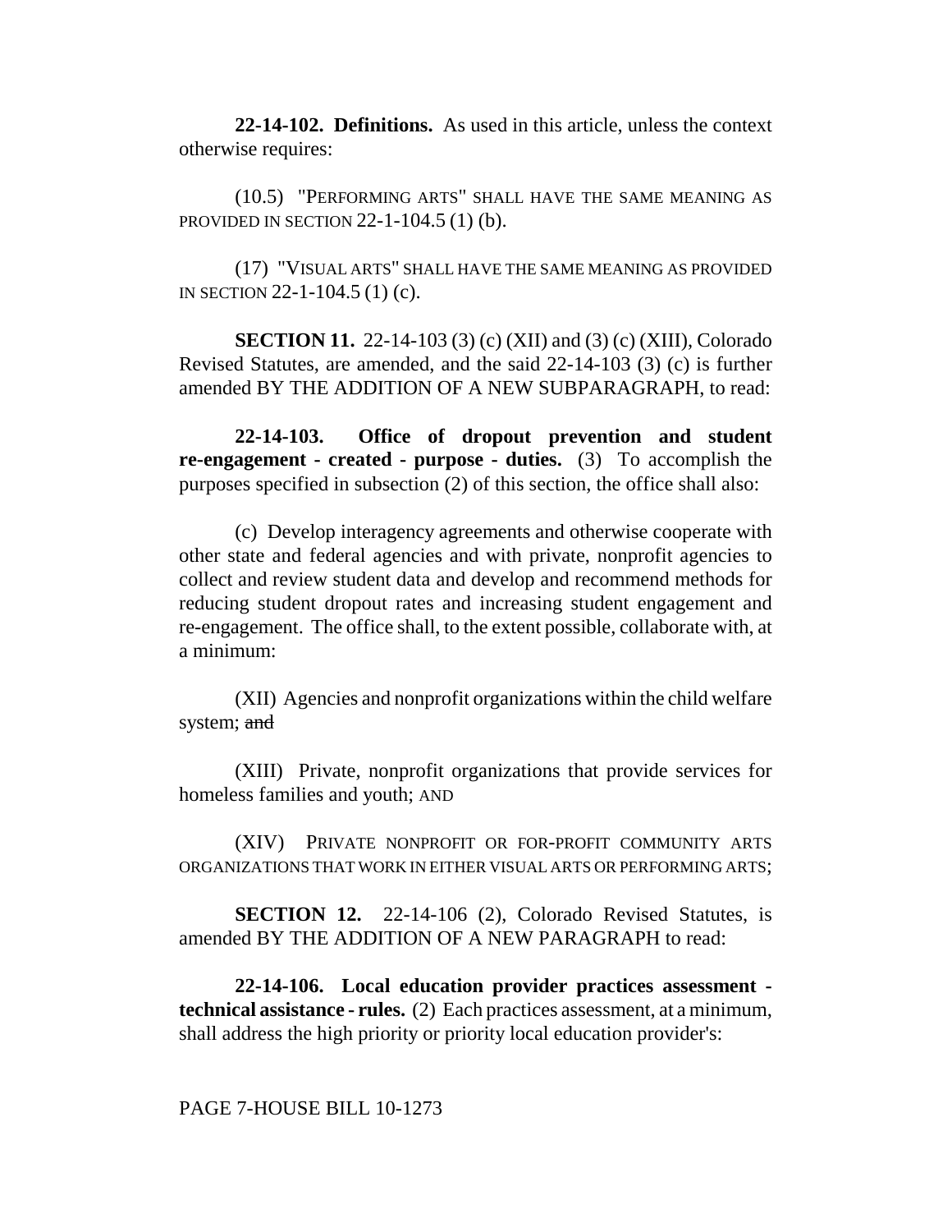**22-14-102. Definitions.** As used in this article, unless the context otherwise requires:

(10.5) "PERFORMING ARTS" SHALL HAVE THE SAME MEANING AS PROVIDED IN SECTION 22-1-104.5 (1) (b).

(17) "VISUAL ARTS" SHALL HAVE THE SAME MEANING AS PROVIDED IN SECTION 22-1-104.5 (1) (c).

**SECTION 11.** 22-14-103 (3) (c) (XII) and (3) (c) (XIII), Colorado Revised Statutes, are amended, and the said 22-14-103 (3) (c) is further amended BY THE ADDITION OF A NEW SUBPARAGRAPH, to read:

**22-14-103. Office of dropout prevention and student re-engagement - created - purpose - duties.** (3) To accomplish the purposes specified in subsection (2) of this section, the office shall also:

(c) Develop interagency agreements and otherwise cooperate with other state and federal agencies and with private, nonprofit agencies to collect and review student data and develop and recommend methods for reducing student dropout rates and increasing student engagement and re-engagement. The office shall, to the extent possible, collaborate with, at a minimum:

(XII) Agencies and nonprofit organizations within the child welfare system; ~~and~~

(XIII) Private, nonprofit organizations that provide services for homeless families and youth; AND

(XIV) PRIVATE NONPROFIT OR FOR-PROFIT COMMUNITY ARTS ORGANIZATIONS THAT WORK IN EITHER VISUAL ARTS OR PERFORMING ARTS;

**SECTION 12.** 22-14-106 (2), Colorado Revised Statutes, is amended BY THE ADDITION OF A NEW PARAGRAPH to read:

**22-14-106. Local education provider practices assessment - technical assistance - rules.** (2) Each practices assessment, at a minimum, shall address the high priority or priority local education provider's:

PAGE 7-HOUSE BILL 10-1273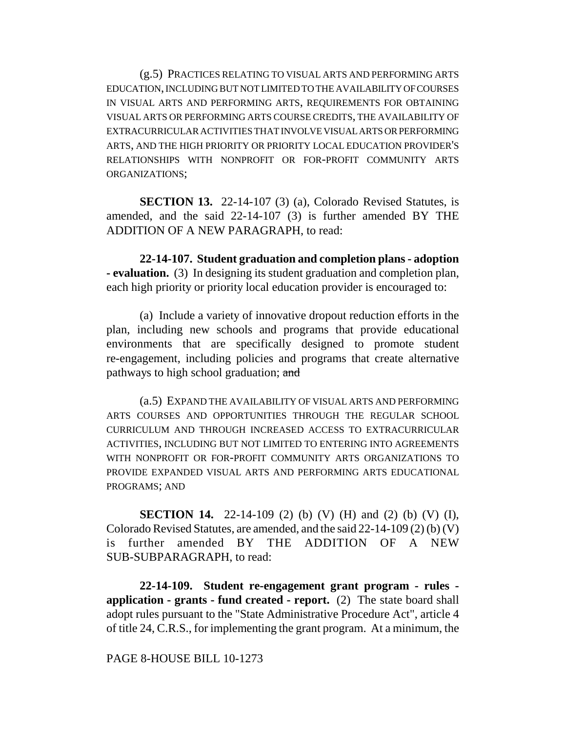(g.5) PRACTICES RELATING TO VISUAL ARTS AND PERFORMING ARTS EDUCATION, INCLUDING BUT NOT LIMITED TO THE AVAILABILITY OF COURSES IN VISUAL ARTS AND PERFORMING ARTS, REQUIREMENTS FOR OBTAINING VISUAL ARTS OR PERFORMING ARTS COURSE CREDITS, THE AVAILABILITY OF EXTRACURRICULAR ACTIVITIES THAT INVOLVE VISUAL ARTS OR PERFORMING ARTS, AND THE HIGH PRIORITY OR PRIORITY LOCAL EDUCATION PROVIDER'S RELATIONSHIPS WITH NONPROFIT OR FOR-PROFIT COMMUNITY ARTS ORGANIZATIONS;

**SECTION 13.** 22-14-107 (3) (a), Colorado Revised Statutes, is amended, and the said 22-14-107 (3) is further amended BY THE ADDITION OF A NEW PARAGRAPH, to read:

**22-14-107. Student graduation and completion plans - adoption - evaluation.** (3) In designing its student graduation and completion plan, each high priority or priority local education provider is encouraged to:

(a) Include a variety of innovative dropout reduction efforts in the plan, including new schools and programs that provide educational environments that are specifically designed to promote student re-engagement, including policies and programs that create alternative pathways to high school graduation; ~~and~~

(a.5) EXPAND THE AVAILABILITY OF VISUAL ARTS AND PERFORMING ARTS COURSES AND OPPORTUNITIES THROUGH THE REGULAR SCHOOL CURRICULUM AND THROUGH INCREASED ACCESS TO EXTRACURRICULAR ACTIVITIES, INCLUDING BUT NOT LIMITED TO ENTERING INTO AGREEMENTS WITH NONPROFIT OR FOR-PROFIT COMMUNITY ARTS ORGANIZATIONS TO PROVIDE EXPANDED VISUAL ARTS AND PERFORMING ARTS EDUCATIONAL PROGRAMS; AND

**SECTION 14.** 22-14-109 (2) (b) (V) (H) and (2) (b) (V) (I), Colorado Revised Statutes, are amended, and the said 22-14-109 (2) (b) (V) is further amended BY THE ADDITION OF A NEW SUB-SUBPARAGRAPH, to read:

**22-14-109. Student re-engagement grant program - rules - application - grants - fund created - report.** (2) The state board shall adopt rules pursuant to the "State Administrative Procedure Act", article 4 of title 24, C.R.S., for implementing the grant program. At a minimum, the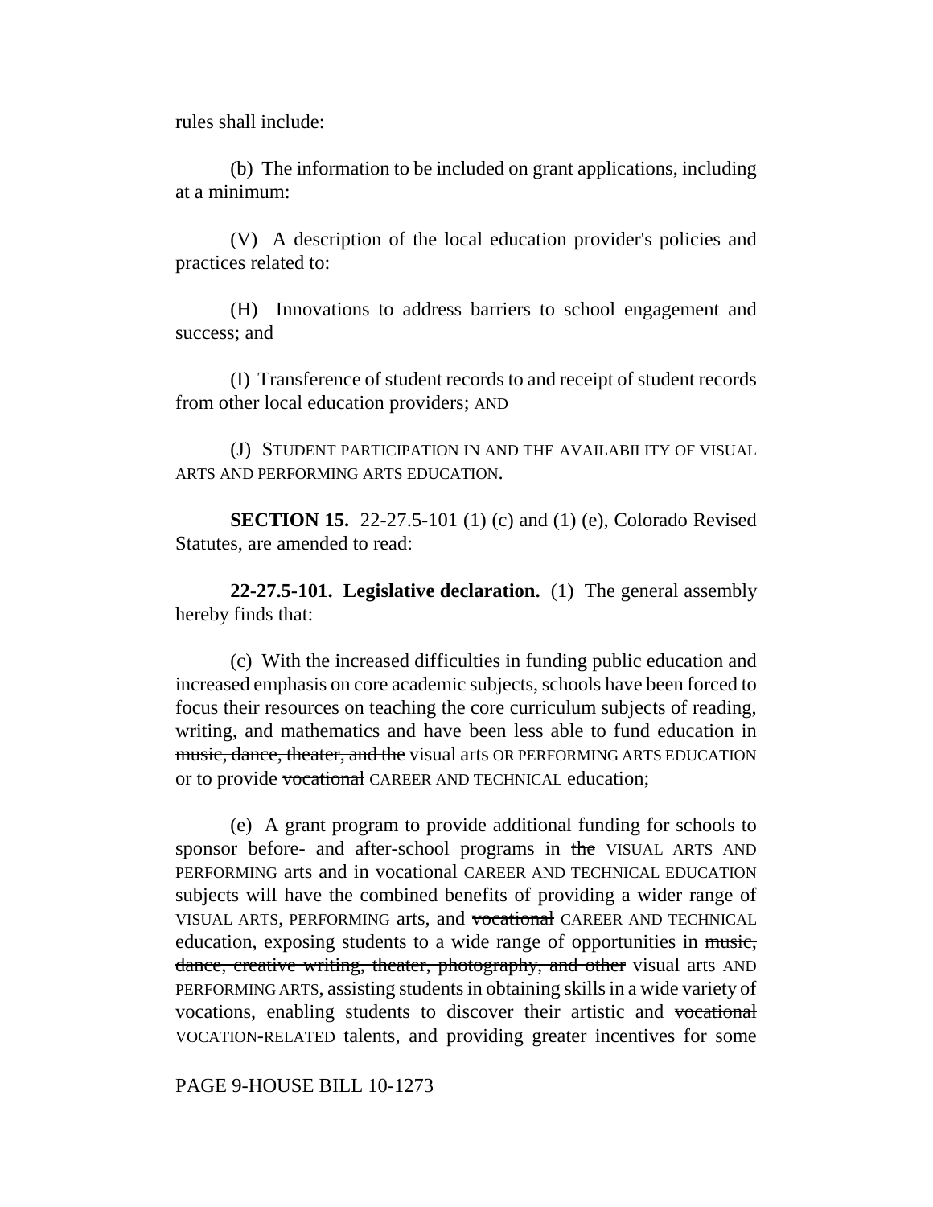rules shall include:

(b) The information to be included on grant applications, including at a minimum:

(V) A description of the local education provider's policies and practices related to:

(H) Innovations to address barriers to school engagement and success; ~~and~~

(I) Transference of student records to and receipt of student records from other local education providers; AND

(J) STUDENT PARTICIPATION IN AND THE AVAILABILITY OF VISUAL ARTS AND PERFORMING ARTS EDUCATION.

**SECTION 15.** 22-27.5-101 (1) (c) and (1) (e), Colorado Revised Statutes, are amended to read:

**22-27.5-101. Legislative declaration.** (1) The general assembly hereby finds that:

(c) With the increased difficulties in funding public education and increased emphasis on core academic subjects, schools have been forced to focus their resources on teaching the core curriculum subjects of reading, writing, and mathematics and have been less able to fund ~~education in music, dance, theater, and the~~ visual arts OR PERFORMING ARTS EDUCATION or to provide ~~vocational~~ CAREER AND TECHNICAL education;

(e) A grant program to provide additional funding for schools to sponsor before- and after-school programs in ~~the~~ VISUAL ARTS AND PERFORMING arts and in ~~vocational~~ CAREER AND TECHNICAL EDUCATION subjects will have the combined benefits of providing a wider range of VISUAL ARTS, PERFORMING arts, and ~~vocational~~ CAREER AND TECHNICAL education, exposing students to a wide range of opportunities in ~~music, dance, creative writing, theater, photography, and other~~ visual arts AND PERFORMING ARTS, assisting students in obtaining skills in a wide variety of vocations, enabling students to discover their artistic and ~~vocational~~ VOCATION-RELATED talents, and providing greater incentives for some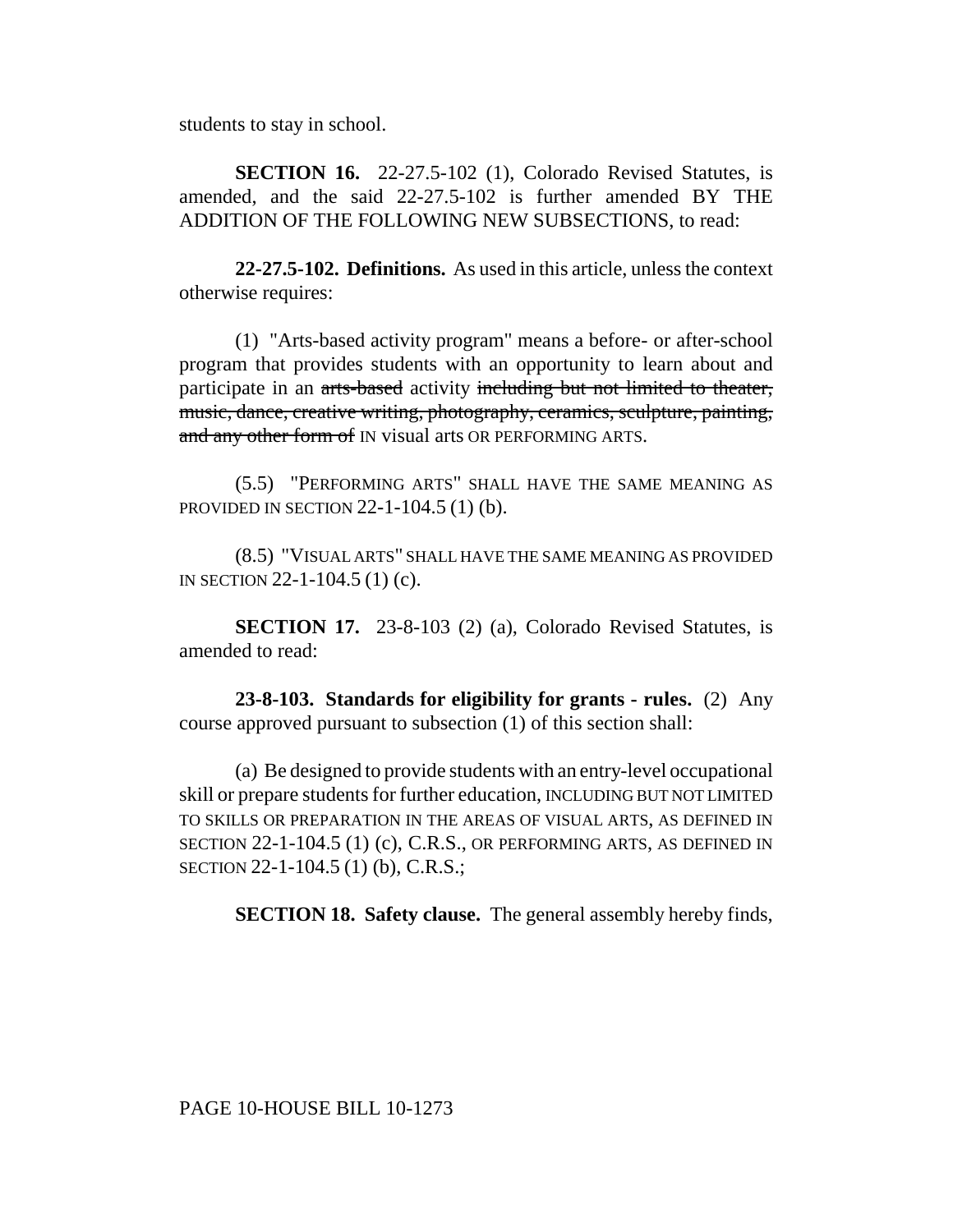students to stay in school.

**SECTION 16.** 22-27.5-102 (1), Colorado Revised Statutes, is amended, and the said 22-27.5-102 is further amended BY THE ADDITION OF THE FOLLOWING NEW SUBSECTIONS, to read:

**22-27.5-102. Definitions.** As used in this article, unless the context otherwise requires:

(1) "Arts-based activity program" means a before- or after-school program that provides students with an opportunity to learn about and participate in an ~~arts-based~~ activity ~~including but not limited to theater, music, dance, creative writing, photography, ceramics, sculpture, painting, and any other form of~~ IN visual arts OR PERFORMING ARTS.

(5.5) "PERFORMING ARTS" SHALL HAVE THE SAME MEANING AS PROVIDED IN SECTION 22-1-104.5 (1) (b).

(8.5) "VISUAL ARTS" SHALL HAVE THE SAME MEANING AS PROVIDED IN SECTION 22-1-104.5 (1) (c).

**SECTION 17.** 23-8-103 (2) (a), Colorado Revised Statutes, is amended to read:

**23-8-103. Standards for eligibility for grants - rules.** (2) Any course approved pursuant to subsection (1) of this section shall:

(a) Be designed to provide students with an entry-level occupational skill or prepare students for further education, INCLUDING BUT NOT LIMITED TO SKILLS OR PREPARATION IN THE AREAS OF VISUAL ARTS, AS DEFINED IN SECTION 22-1-104.5 (1) (c), C.R.S., OR PERFORMING ARTS, AS DEFINED IN SECTION 22-1-104.5 (1) (b), C.R.S.;

**SECTION 18. Safety clause.** The general assembly hereby finds,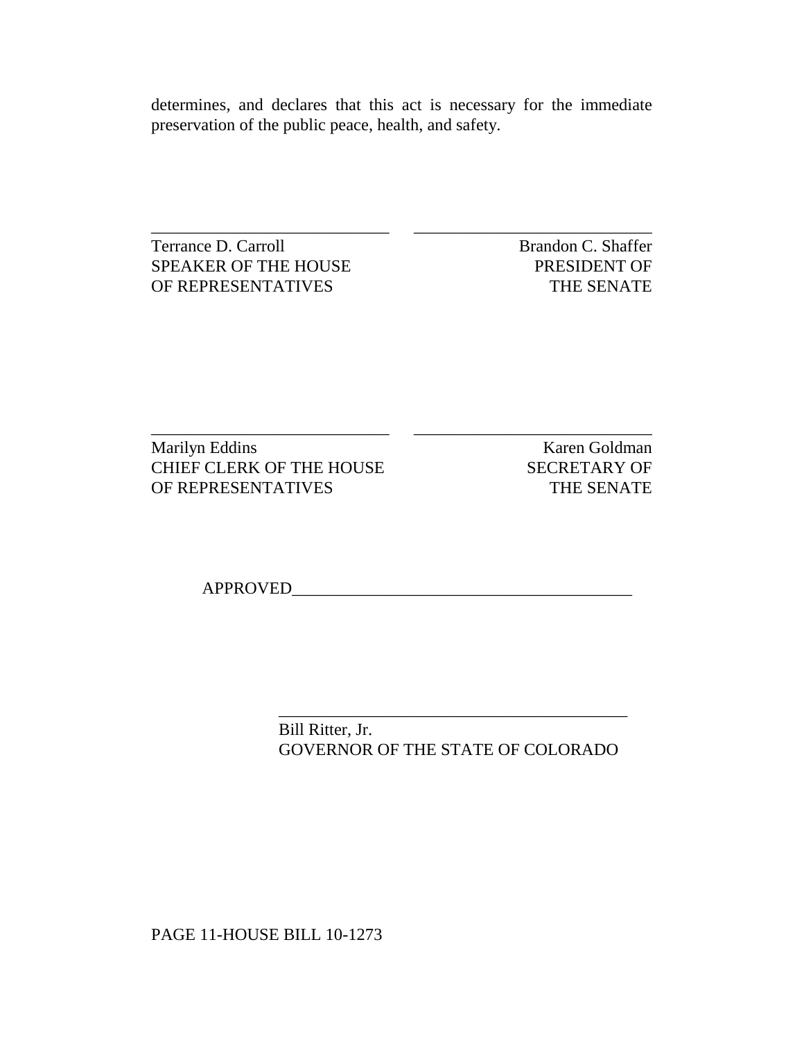determines, and declares that this act is necessary for the immediate preservation of the public peace, health, and safety.

____________________________ ____________________________

Terrance D. Carroll
SPEAKER OF THE HOUSE
OF REPRESENTATIVES

Brandon C. Shaffer
PRESIDENT OF
THE SENATE

____________________________ ____________________________

Marilyn Eddins
CHIEF CLERK OF THE HOUSE
OF REPRESENTATIVES

Karen Goldman
SECRETARY OF
THE SENATE

APPROVED________________________________________

_________________________________________

Bill Ritter, Jr.
GOVERNOR OF THE STATE OF COLORADO

PAGE 11-HOUSE BILL 10-1273